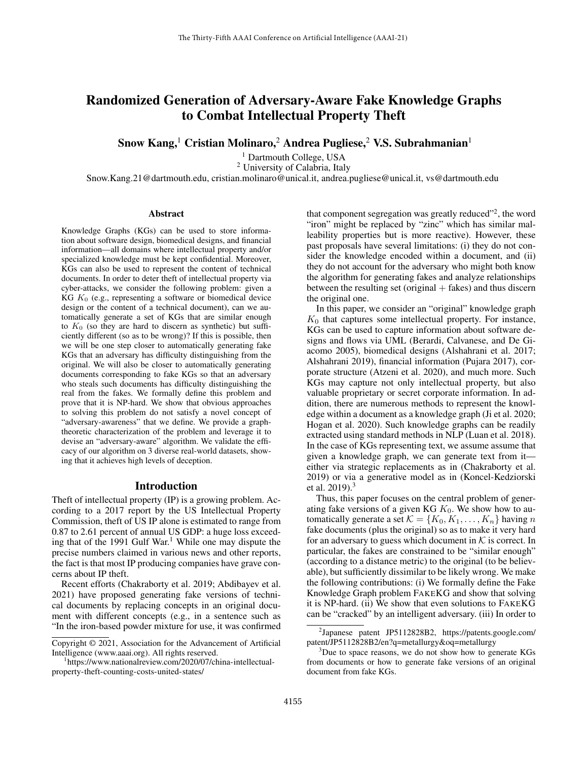# Randomized Generation of Adversary-Aware Fake Knowledge Graphs to Combat Intellectual Property Theft

**Snow Kang,[1] Cristian Molinaro,[2] Andrea Pugliese,[2] V.S. Subrahmanian[1]**

[1] Dartmouth College, USA
[2] University of Calabria, Italy

Snow.Kang.21@dartmouth.edu, cristian.molinaro@unical.it, andrea.pugliese@unical.it, vs@dartmouth.edu

## Abstract

Knowledge Graphs (KGs) can be used to store information about software design, biomedical designs, and financial information—all domains where intellectual property and/or specialized knowledge must be kept confidential. Moreover, KGs can also be used to represent the content of technical documents. In order to deter theft of intellectual property via cyber-attacks, we consider the following problem: given a KG $K_0$ (e.g., representing a software or biomedical device design or the content of a technical document), can we automatically generate a set of KGs that are similar enough to $K_0$ (so they are hard to discern as synthetic) but sufficiently different (so as to be wrong)? If this is possible, then we will be one step closer to automatically generating fake KGs that an adversary has difficulty distinguishing from the original. We will also be closer to automatically generating documents corresponding to fake KGs so that an adversary who steals such documents has difficulty distinguishing the real from the fakes. We formally define this problem and prove that it is NP-hard. We show that obvious approaches to solving this problem do not satisfy a novel concept of "adversary-awareness" that we define. We provide a graph-theoretic characterization of the problem and leverage it to devise an "adversary-aware" algorithm. We validate the efficacy of our algorithm on 3 diverse real-world datasets, showing that it achieves high levels of deception.

## Introduction

Theft of intellectual property (IP) is a growing problem. According to a 2017 report by the US Intellectual Property Commission, theft of US IP alone is estimated to range from 0.87 to 2.61 percent of annual US GDP: a huge loss exceeding that of the 1991 Gulf War.[1] While one may dispute the precise numbers claimed in various news and other reports, the fact is that most IP producing companies have grave concerns about IP theft.

Recent efforts (Chakraborty et al. 2019; Abdibayev et al. 2021) have proposed generating fake versions of technical documents by replacing concepts in an original document with different concepts (e.g., in a sentence such as "In the iron-based powder mixture for use, it was confirmed that component segregation was greatly reduced"[2], the word "iron" might be replaced by "zinc" which has similar malleability properties but is more reactive). However, these past proposals have several limitations: (i) they do not consider the knowledge encoded within a document, and (ii) they do not account for the adversary who might both know the algorithm for generating fakes and analyze relationships between the resulting set (original + fakes) and thus discern the original one.

In this paper, we consider an "original" knowledge graph $K_0$ that captures some intellectual property. For instance, KGs can be used to capture information about software designs and flows via UML (Berardi, Calvanese, and De Giacomo 2005), biomedical designs (Alshahrani et al. 2017; Alshahrani 2019), financial information (Pujara 2017), corporate structure (Atzeni et al. 2020), and much more. Such KGs may capture not only intellectual property, but also valuable proprietary or secret corporate information. In addition, there are numerous methods to represent the knowledge within a document as a knowledge graph (Ji et al. 2020; Hogan et al. 2020). Such knowledge graphs can be readily extracted using standard methods in NLP (Luan et al. 2018). In the case of KGs representing text, we assume assume that given a knowledge graph, we can generate text from it—either via strategic replacements as in (Chakraborty et al. 2019) or via a generative model as in (Koncel-Kedziorski et al. 2019).[3]

Thus, this paper focuses on the central problem of generating fake versions of a given KG $K_0$. We show how to automatically generate a set $\mathcal{K} = \{K_0, K_1, \ldots, K_n\}$ having $n$ fake documents (plus the original) so as to make it very hard for an adversary to guess which document in $\mathcal{K}$ is correct. In particular, the fakes are constrained to be "similar enough" (according to a distance metric) to the original (to be believable), but sufficiently dissimilar to be likely wrong. We make the following contributions: (i) We formally define the Fake Knowledge Graph problem FAKEKG and show that solving it is NP-hard. (ii) We show that even solutions to FAKEKG can be "cracked" by an intelligent adversary. (iii) In order to

---

Copyright © 2021, Association for the Advancement of Artificial Intelligence (www.aaai.org). All rights reserved.

[1] https://www.nationalreview.com/2020/07/china-intellectual-property-theft-counting-costs-united-states/

[2] Japanese patent JP5112828B2, https://patents.google.com/patent/JP5112828B2/en?q=metallurgy&oq=metallurgy

[3] Due to space reasons, we do not show how to generate KGs from documents or how to generate fake versions of an original document from fake KGs.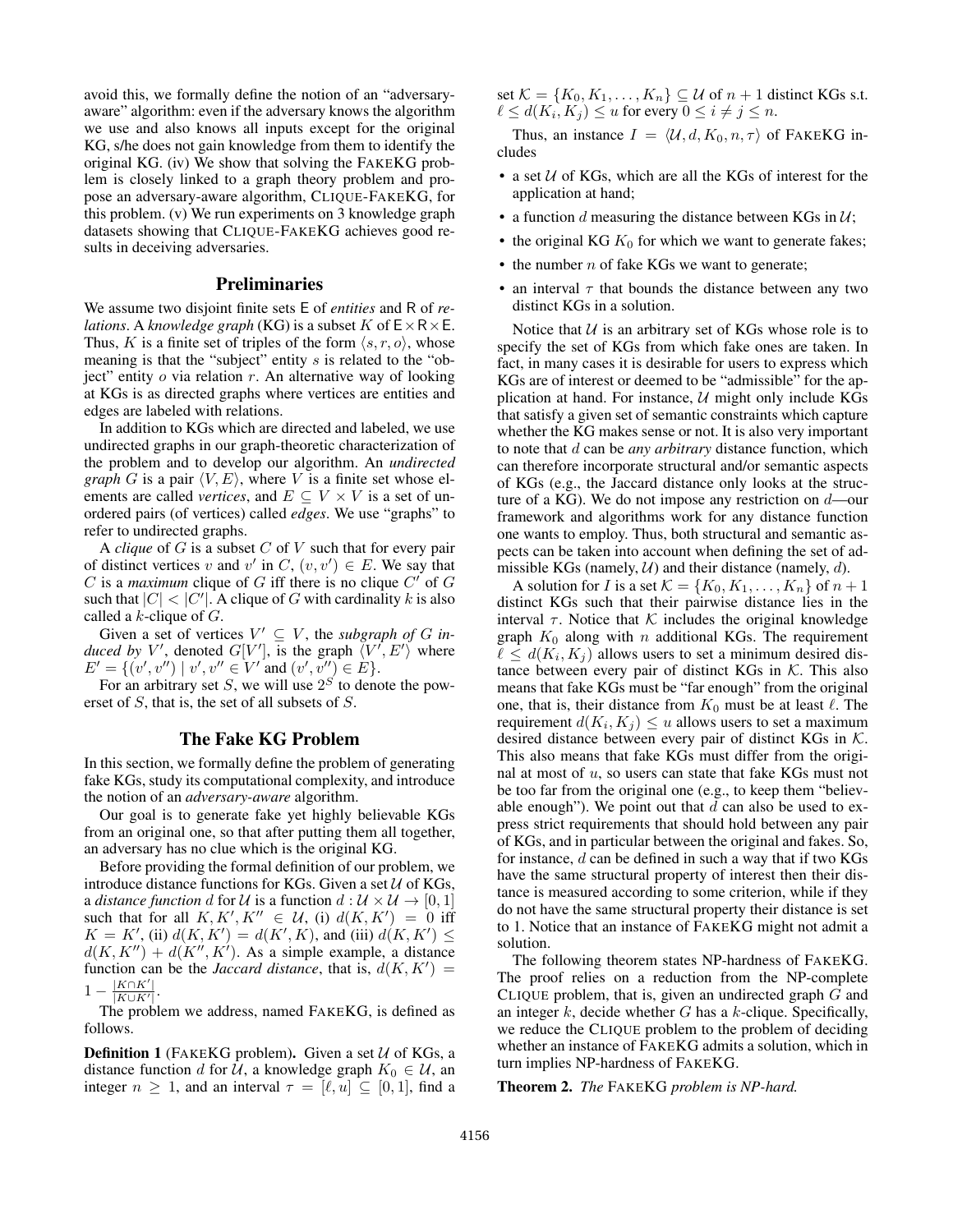avoid this, we formally define the notion of an "adversary-aware" algorithm: even if the adversary knows the algorithm we use and also knows all inputs except for the original KG, s/he does not gain knowledge from them to identify the original KG. (iv) We show that solving the FAKEKG problem is closely linked to a graph theory problem and propose an adversary-aware algorithm, CLIQUE-FAKEKG, for this problem. (v) We run experiments on 3 knowledge graph datasets showing that CLIQUE-FAKEKG achieves good results in deceiving adversaries.

## Preliminaries

We assume two disjoint finite sets $\mathsf{E}$ of *entities* and $\mathsf{R}$ of *relations*. A *knowledge graph* (KG) is a subset $K$ of $\mathsf{E} \times \mathsf{R} \times \mathsf{E}$. Thus, $K$ is a finite set of triples of the form $\langle s, r, o \rangle$, whose meaning is that the "subject" entity $s$ is related to the "object" entity $o$ via relation $r$. An alternative way of looking at KGs is as directed graphs where vertices are entities and edges are labeled with relations.

In addition to KGs which are directed and labeled, we use undirected graphs in our graph-theoretic characterization of the problem and to develop our algorithm. An *undirected graph* $G$ is a pair $\langle V, E \rangle$, where $V$ is a finite set whose elements are called *vertices*, and $E \subseteq V \times V$ is a set of unordered pairs (of vertices) called *edges*. We use "graphs" to refer to undirected graphs.

A *clique* of $G$ is a subset $C$ of $V$ such that for every pair of distinct vertices $v$ and $v'$ in $C$, $(v, v') \in E$. We say that $C$ is a *maximum* clique of $G$ iff there is no clique $C'$ of $G$ such that $|C| < |C'|$. A clique of $G$ with cardinality $k$ is also called a $k$-clique of $G$.

Given a set of vertices $V' \subseteq V$, the *subgraph of $G$ induced by $V'$*, denoted $G[V']$, is the graph $\langle V', E' \rangle$ where $E' = \{(v', v'') \mid v', v'' \in V' \text{ and } (v', v'') \in E\}$.

For an arbitrary set $S$, we will use $2^S$ to denote the powerset of $S$, that is, the set of all subsets of $S$.

## The Fake KG Problem

In this section, we formally define the problem of generating fake KGs, study its computational complexity, and introduce the notion of an *adversary-aware* algorithm.

Our goal is to generate fake yet highly believable KGs from an original one, so that after putting them all together, an adversary has no clue which is the original KG.

Before providing the formal definition of our problem, we introduce distance functions for KGs. Given a set $\mathcal{U}$ of KGs, a *distance function* $d$ for $\mathcal{U}$ is a function $d : \mathcal{U} \times \mathcal{U} \to [0, 1]$ such that for all $K, K', K'' \in \mathcal{U}$, (i) $d(K, K') = 0$ iff $K = K'$, (ii) $d(K, K') = d(K', K)$, and (iii) $d(K, K') \leq d(K, K'') + d(K'', K')$. As a simple example, a distance function can be the *Jaccard distance*, that is, $d(K, K') = 1 - \frac{|K \cap K'|}{|K \cup K'|}$.

The problem we address, named FAKEKG, is defined as follows.

**Definition 1** (FAKEKG problem)**.** Given a set $\mathcal{U}$ of KGs, a distance function $d$ for $\mathcal{U}$, a knowledge graph $K_0 \in \mathcal{U}$, an integer $n \geq 1$, and an interval $\tau = [\ell, u] \subseteq [0, 1]$, find a set $\mathcal{K} = \{K_0, K_1, \ldots, K_n\} \subseteq \mathcal{U}$ of $n + 1$ distinct KGs s.t. $\ell \leq d(K_i, K_j) \leq u$ for every $0 \leq i \neq j \leq n$.

Thus, an instance $I = \langle \mathcal{U}, d, K_0, n, \tau \rangle$ of FAKEKG includes

- a set $\mathcal{U}$ of KGs, which are all the KGs of interest for the application at hand;
- a function $d$ measuring the distance between KGs in $\mathcal{U}$;
- the original KG $K_0$ for which we want to generate fakes;
- the number $n$ of fake KGs we want to generate;
- an interval $\tau$ that bounds the distance between any two distinct KGs in a solution.

Notice that $\mathcal{U}$ is an arbitrary set of KGs whose role is to specify the set of KGs from which fake ones are taken. In fact, in many cases it is desirable for users to express which KGs are of interest or deemed to be "admissible" for the application at hand. For instance, $\mathcal{U}$ might only include KGs that satisfy a given set of semantic constraints which capture whether the KG makes sense or not. It is also very important to note that $d$ can be *any arbitrary* distance function, which can therefore incorporate structural and/or semantic aspects of KGs (e.g., the Jaccard distance only looks at the structure of a KG). We do not impose any restriction on $d$—our framework and algorithms work for any distance function one wants to employ. Thus, both structural and semantic aspects can be taken into account when defining the set of admissible KGs (namely, $\mathcal{U}$) and their distance (namely, $d$).

A solution for $I$ is a set $\mathcal{K} = \{K_0, K_1, \ldots, K_n\}$ of $n + 1$ distinct KGs such that their pairwise distance lies in the interval $\tau$. Notice that $\mathcal{K}$ includes the original knowledge graph $K_0$ along with $n$ additional KGs. The requirement $\ell \leq d(K_i, K_j)$ allows users to set a minimum desired distance between every pair of distinct KGs in $\mathcal{K}$. This also means that fake KGs must be "far enough" from the original one, that is, their distance from $K_0$ must be at least $\ell$. The requirement $d(K_i, K_j) \leq u$ allows users to set a maximum desired distance between every pair of distinct KGs in $\mathcal{K}$. This also means that fake KGs must differ from the original at most of $u$, so users can state that fake KGs must not be too far from the original one (e.g., to keep them "believable enough"). We point out that $d$ can also be used to express strict requirements that should hold between any pair of KGs, and in particular between the original and fakes. So, for instance, $d$ can be defined in such a way that if two KGs have the same structural property of interest then their distance is measured according to some criterion, while if they do not have the same structural property their distance is set to 1. Notice that an instance of FAKEKG might not admit a solution.

The following theorem states NP-hardness of FAKEKG. The proof relies on a reduction from the NP-complete CLIQUE problem, that is, given an undirected graph $G$ and an integer $k$, decide whether $G$ has a $k$-clique. Specifically, we reduce the CLIQUE problem to the problem of deciding whether an instance of FAKEKG admits a solution, which in turn implies NP-hardness of FAKEKG.

**Theorem 2.** *The* FAKEKG *problem is NP-hard.*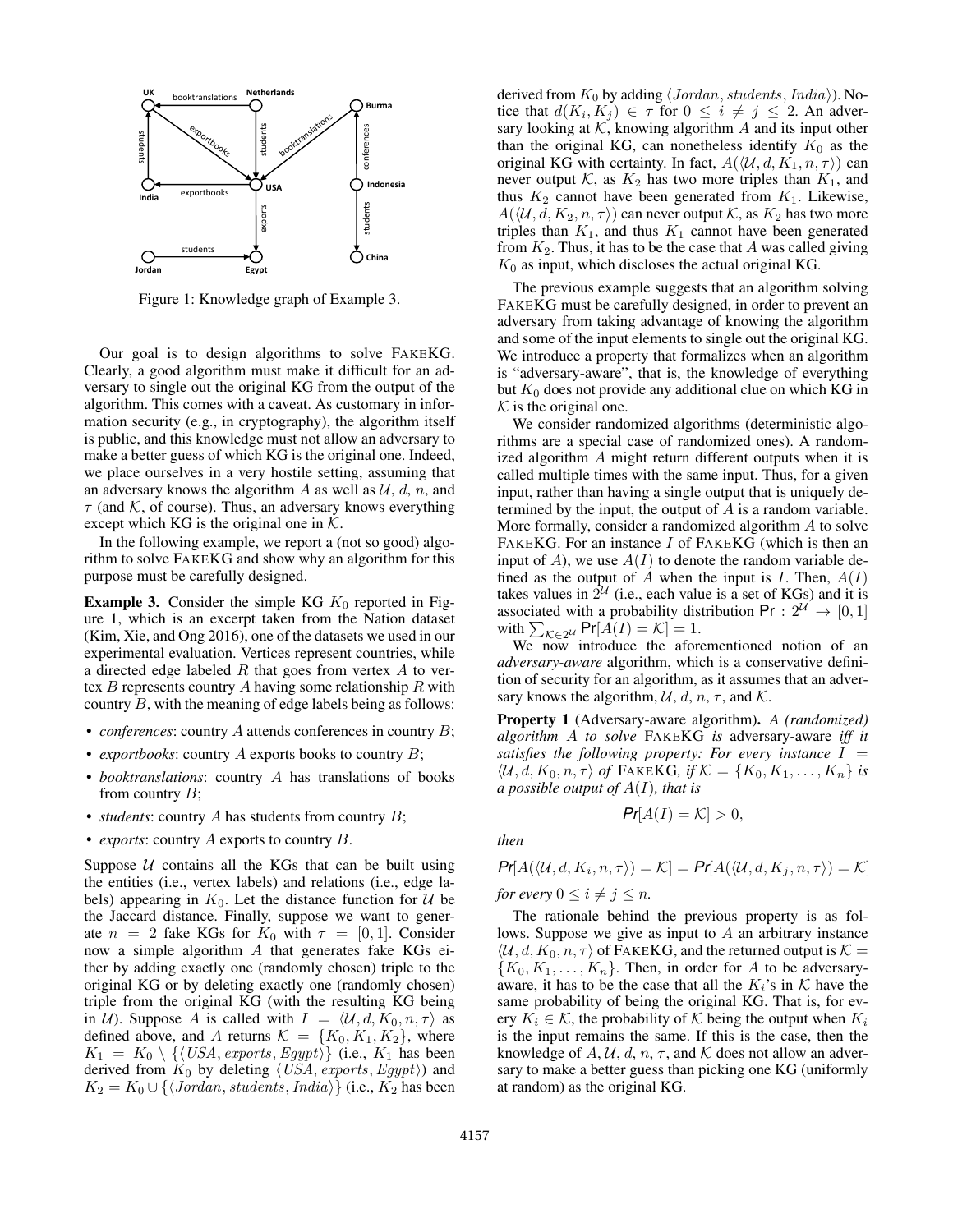Figure 1: Knowledge graph of Example 3.

Our goal is to design algorithms to solve FAKEKG. Clearly, a good algorithm must make it difficult for an adversary to single out the original KG from the output of the algorithm. This comes with a caveat. As customary in information security (e.g., in cryptography), the algorithm itself is public, and this knowledge must not allow an adversary to make a better guess of which KG is the original one. Indeed, we place ourselves in a very hostile setting, assuming that an adversary knows the algorithm $A$ as well as $\mathcal{U}$, $d$, $n$, and $\tau$ (and $\mathcal{K}$, of course). Thus, an adversary knows everything except which KG is the original one in $\mathcal{K}$.

In the following example, we report a (not so good) algorithm to solve FAKEKG and show why an algorithm for this purpose must be carefully designed.

**Example 3.** Consider the simple KG $K_0$ reported in Figure 1, which is an excerpt taken from the Nation dataset (Kim, Xie, and Ong 2016), one of the datasets we used in our experimental evaluation. Vertices represent countries, while a directed edge labeled $R$ that goes from vertex $A$ to vertex $B$ represents country $A$ having some relationship $R$ with country $B$, with the meaning of edge labels being as follows:

- *conferences*: country $A$ attends conferences in country $B$;
- *exportbooks*: country $A$ exports books to country $B$;
- *booktranslations*: country $A$ has translations of books from country $B$;
- *students*: country $A$ has students from country $B$;
- *exports*: country $A$ exports to country $B$.

Suppose $\mathcal{U}$ contains all the KGs that can be built using the entities (i.e., vertex labels) and relations (i.e., edge labels) appearing in $K_0$. Let the distance function for $\mathcal{U}$ be the Jaccard distance. Finally, suppose we want to generate $n = 2$ fake KGs for $K_0$ with $\tau = [0, 1]$. Consider now a simple algorithm $A$ that generates fake KGs either by adding exactly one (randomly chosen) triple to the original KG or by deleting exactly one (randomly chosen) triple from the original KG (with the resulting KG being in $\mathcal{U}$). Suppose $A$ is called with $I = \langle \mathcal{U}, d, K_0, n, \tau \rangle$ as defined above, and $A$ returns $\mathcal{K} = \{K_0, K_1, K_2\}$, where $K_1 = K_0 \setminus \{\langle USA, exports, Egypt \rangle\}$ (i.e., $K_1$ has been derived from $K_0$ by deleting $\langle USA, exports, Egypt \rangle$) and $K_2 = K_0 \cup \{\langle Jordan, students, India \rangle\}$ (i.e., $K_2$ has been derived from $K_0$ by adding $\langle Jordan, students, India \rangle$). Notice that $d(K_i, K_j) \in \tau$ for $0 \leq i \neq j \leq 2$. An adversary looking at $\mathcal{K}$, knowing algorithm $A$ and its input other than the original KG, can nonetheless identify $K_0$ as the original KG with certainty. In fact, $A(\langle \mathcal{U}, d, K_1, n, \tau \rangle)$ can never output $\mathcal{K}$, as $K_2$ has two more triples than $K_1$, and thus $K_2$ cannot have been generated from $K_1$. Likewise, $A(\langle \mathcal{U}, d, K_2, n, \tau \rangle)$ can never output $\mathcal{K}$, as $K_2$ has two more triples than $K_1$, and thus $K_1$ cannot have been generated from $K_2$. Thus, it has to be the case that $A$ was called giving $K_0$ as input, which discloses the actual original KG.

The previous example suggests that an algorithm solving FAKEKG must be carefully designed, in order to prevent an adversary from taking advantage of knowing the algorithm and some of the input elements to single out the original KG. We introduce a property that formalizes when an algorithm is "adversary-aware", that is, the knowledge of everything but $K_0$ does not provide any additional clue on which KG in $\mathcal{K}$ is the original one.

We consider randomized algorithms (deterministic algorithms are a special case of randomized ones). A randomized algorithm $A$ might return different outputs when it is called multiple times with the same input. Thus, for a given input, rather than having a single output that is uniquely determined by the input, the output of $A$ is a random variable. More formally, consider a randomized algorithm $A$ to solve FAKEKG. For an instance $I$ of FAKEKG (which is then an input of $A$), we use $A(I)$ to denote the random variable defined as the output of $A$ when the input is $I$. Then, $A(I)$ takes values in $2^{\mathcal{U}}$ (i.e., each value is a set of KGs) and it is associated with a probability distribution $\mathsf{Pr} : 2^{\mathcal{U}} \rightarrow [0, 1]$ with $\sum_{\mathcal{K} \in 2^{\mathcal{U}}} \mathsf{Pr}[A(I) = \mathcal{K}] = 1$.

We now introduce the aforementioned notion of an *adversary-aware* algorithm, which is a conservative definition of security for an algorithm, as it assumes that an adversary knows the algorithm, $\mathcal{U}$, $d$, $n$, $\tau$, and $\mathcal{K}$.

**Property 1** (Adversary-aware algorithm)**.** *A (randomized) algorithm $A$ to solve* FAKEKG *is* adversary-aware *iff it satisfies the following property: For every instance $I = \langle \mathcal{U}, d, K_0, n, \tau \rangle$ of* FAKEKG*, if $\mathcal{K} = \{K_0, K_1, \ldots, K_n\}$ is a possible output of $A(I)$, that is*

$$\mathsf{Pr}[A(I) = \mathcal{K}] > 0,$$

*then*

$$\mathsf{Pr}[A(\langle \mathcal{U}, d, K_i, n, \tau \rangle) = \mathcal{K}] = \mathsf{Pr}[A(\langle \mathcal{U}, d, K_j, n, \tau \rangle) = \mathcal{K}]$$

*for every $0 \leq i \neq j \leq n$.*

The rationale behind the previous property is as follows. Suppose we give as input to $A$ an arbitrary instance $\langle \mathcal{U}, d, K_0, n, \tau \rangle$ of FAKEKG, and the returned output is $\mathcal{K} = \{K_0, K_1, \ldots, K_n\}$. Then, in order for $A$ to be adversary-aware, it has to be the case that all the $K_i$'s in $\mathcal{K}$ have the same probability of being the original KG. That is, for every $K_i \in \mathcal{K}$, the probability of $\mathcal{K}$ being the output when $K_i$ is the input remains the same. If this is the case, then the knowledge of $A$, $\mathcal{U}$, $d$, $n$, $\tau$, and $\mathcal{K}$ does not allow an adversary to make a better guess than picking one KG (uniformly at random) as the original KG.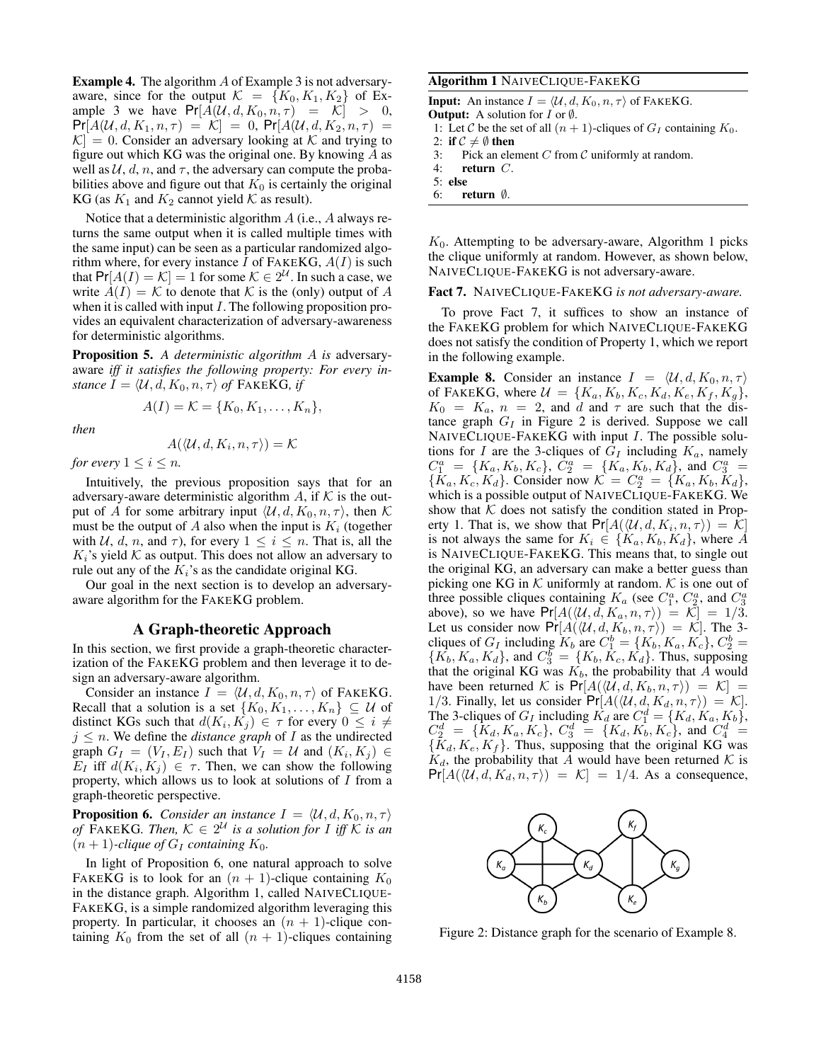**Example 4.** The algorithm $A$ of Example 3 is not adversary-aware, since for the output $\mathcal{K} = \{K_0, K_1, K_2\}$ of Example 3 we have $\Pr[A(\mathcal{U}, d, K_0, n, \tau) = \mathcal{K}] > 0$, $\Pr[A(\mathcal{U}, d, K_1, n, \tau) = \mathcal{K}] = 0$, $\Pr[A(\mathcal{U}, d, K_2, n, \tau) = \mathcal{K}] = 0$. Consider an adversary looking at $\mathcal{K}$ and trying to figure out which KG was the original one. By knowing $A$ as well as $\mathcal{U}$, $d$, $n$, and $\tau$, the adversary can compute the probabilities above and figure out that $K_0$ is certainly the original KG (as $K_1$ and $K_2$ cannot yield $\mathcal{K}$ as result).

Notice that a deterministic algorithm $A$ (i.e., $A$ always returns the same output when it is called multiple times with the same input) can be seen as a particular randomized algorithm where, for every instance $I$ of FAKEKG, $A(I)$ is such that $\Pr[A(I) = \mathcal{K}] = 1$ for some $\mathcal{K} \in 2^{\mathcal{U}}$. In such a case, we write $A(I) = \mathcal{K}$ to denote that $\mathcal{K}$ is the (only) output of $A$ when it is called with input $I$. The following proposition provides an equivalent characterization of adversary-awareness for deterministic algorithms.

**Proposition 5.** *A deterministic algorithm $A$ is* adversary-aware *iff it satisfies the following property: For every instance $I = \langle \mathcal{U}, d, K_0, n, \tau \rangle$ of* FAKEKG*, if*

$$A(I) = \mathcal{K} = \{K_0, K_1, \ldots, K_n\},$$

*then*

$$A(\langle \mathcal{U}, d, K_i, n, \tau \rangle) = \mathcal{K}$$

*for every $1 \leq i \leq n$.*

Intuitively, the previous proposition says that for an adversary-aware deterministic algorithm $A$, if $\mathcal{K}$ is the output of $A$ for some arbitrary input $\langle \mathcal{U}, d, K_0, n, \tau \rangle$, then $\mathcal{K}$ must be the output of $A$ also when the input is $K_i$ (together with $\mathcal{U}$, $d$, $n$, and $\tau$), for every $1 \leq i \leq n$. That is, all the $K_i$'s yield $\mathcal{K}$ as output. This does not allow an adversary to rule out any of the $K_i$'s as the candidate original KG.

Our goal in the next section is to develop an adversary-aware algorithm for the FAKEKG problem.

## A Graph-theoretic Approach

In this section, we first provide a graph-theoretic characterization of the FAKEKG problem and then leverage it to design an adversary-aware algorithm.

Consider an instance $I = \langle \mathcal{U}, d, K_0, n, \tau \rangle$ of FAKEKG. Recall that a solution is a set $\{K_0, K_1, \ldots, K_n\} \subseteq \mathcal{U}$ of distinct KGs such that $d(K_i, K_j) \in \tau$ for every $0 \leq i \neq j \leq n$. We define the *distance graph* of $I$ as the undirected graph $G_I = (V_I, E_I)$ such that $V_I = \mathcal{U}$ and $(K_i, K_j) \in E_I$ iff $d(K_i, K_j) \in \tau$. Then, we can show the following property, which allows us to look at solutions of $I$ from a graph-theoretic perspective.

**Proposition 6.** *Consider an instance $I = \langle \mathcal{U}, d, K_0, n, \tau \rangle$ of* FAKEKG*. Then, $\mathcal{K} \in 2^{\mathcal{U}}$ is a solution for $I$ iff $\mathcal{K}$ is an $(n+1)$-clique of $G_I$ containing $K_0$.*

In light of Proposition 6, one natural approach to solve FAKEKG is to look for an $(n+1)$-clique containing $K_0$ in the distance graph. Algorithm 1, called NAIVECLIQUE-FAKEKG, is a simple randomized algorithm leveraging this property. In particular, it chooses an $(n+1)$-clique containing $K_0$ from the set of all $(n+1)$-cliques containing $K_0$. Attempting to be adversary-aware, Algorithm 1 picks the clique uniformly at random. However, as shown below, NAIVECLIQUE-FAKEKG is not adversary-aware.

**Algorithm 1** NAIVECLIQUE-FAKEKG

```
Input: An instance I = ⟨U, d, K_0, n, τ⟩ of FAKEKG.
Output: A solution for I or ∅.
1: Let C be the set of all (n+1)-cliques of G_I containing K_0.
2: if C ≠ ∅ then
3:     Pick an element C from C uniformly at random.
4:     return C.
5: else
6:     return ∅.
```

**Fact 7.** NAIVECLIQUE-FAKEKG *is not adversary-aware.*

To prove Fact 7, it suffices to show an instance of the FAKEKG problem for which NAIVECLIQUE-FAKEKG does not satisfy the condition of Property 1, which we report in the following example.

**Example 8.** Consider an instance $I = \langle \mathcal{U}, d, K_0, n, \tau \rangle$ of FAKEKG, where $\mathcal{U} = \{K_a, K_b, K_c, K_d, K_e, K_f, K_g\}$, $K_0 = K_a$, $n = 2$, and $d$ and $\tau$ are such that the distance graph $G_I$ in Figure 2 is derived. Suppose we call NAIVECLIQUE-FAKEKG with input $I$. The possible solutions for $I$ are the 3-cliques of $G_I$ including $K_a$, namely $C_1^a = \{K_a, K_b, K_c\}$, $C_2^a = \{K_a, K_b, K_d\}$, and $C_3^a = \{K_a, K_c, K_d\}$. Consider now $\mathcal{K} = C_2^a = \{K_a, K_b, K_d\}$, which is a possible output of NAIVECLIQUE-FAKEKG. We show that $\mathcal{K}$ does not satisfy the condition stated in Property 1. That is, we show that $\Pr[A(\langle \mathcal{U}, d, K_i, n, \tau \rangle) = \mathcal{K}]$ is not always the same for $K_i \in \{K_a, K_b, K_d\}$, where $A$ is NAIVECLIQUE-FAKEKG. This means that, to single out the original KG, an adversary can make a better guess than picking one KG in $\mathcal{K}$ uniformly at random. $\mathcal{K}$ is one out of three possible cliques containing $K_a$ (see $C_1^a$, $C_2^a$, and $C_3^a$ above), so we have $\Pr[A(\langle \mathcal{U}, d, K_a, n, \tau \rangle) = \mathcal{K}] = 1/3$. Let us consider now $\Pr[A(\langle \mathcal{U}, d, K_b, n, \tau \rangle) = \mathcal{K}]$. The 3-cliques of $G_I$ including $K_b$ are $C_1^b = \{K_b, K_a, K_c\}$, $C_2^b = \{K_b, K_a, K_d\}$, and $C_3^b = \{K_b, K_c, K_d\}$. Thus, supposing that the original KG was $K_b$, the probability that $A$ would have been returned $\mathcal{K}$ is $\Pr[A(\langle \mathcal{U}, d, K_b, n, \tau \rangle) = \mathcal{K}] = 1/3$. Finally, let us consider $\Pr[A(\langle \mathcal{U}, d, K_d, n, \tau \rangle) = \mathcal{K}]$. The 3-cliques of $G_I$ including $K_d$ are $C_1^d = \{K_d, K_a, K_b\}$, $C_2^d = \{K_d, K_a, K_c\}$, $C_3^d = \{K_d, K_b, K_c\}$, and $C_4^d = \{K_d, K_e, K_f\}$. Thus, supposing that the original KG was $K_d$, the probability that $A$ would have been returned $\mathcal{K}$ is $\Pr[A(\langle \mathcal{U}, d, K_d, n, \tau \rangle) = \mathcal{K}] = 1/4$. As a consequence,

Figure 2: Distance graph for the scenario of Example 8.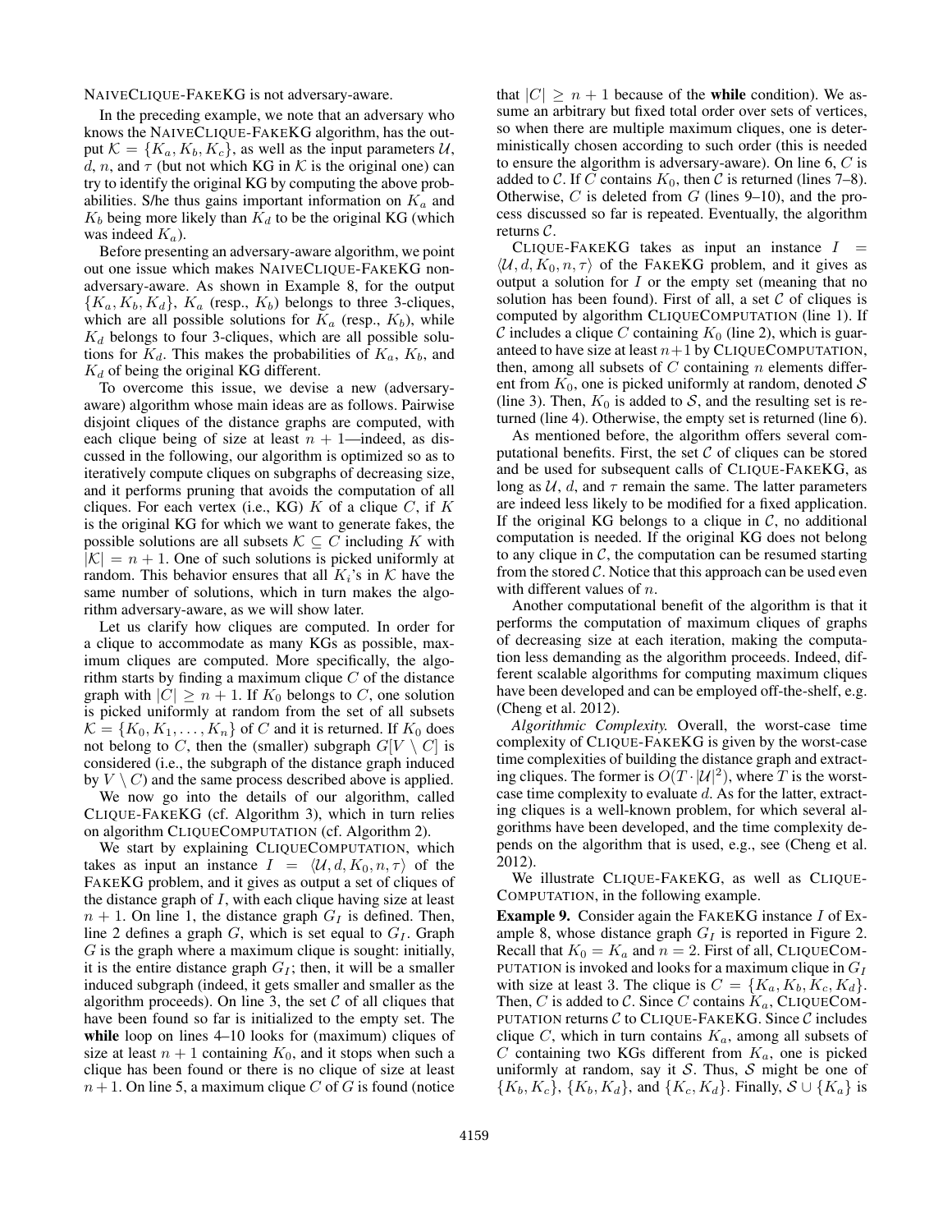NAIVECLIQUE-FAKEKG is not adversary-aware.

In the preceding example, we note that an adversary who knows the NAIVECLIQUE-FAKEKG algorithm, has the output $\mathcal{K} = \{K_a, K_b, K_c\}$, as well as the input parameters $\mathcal{U}$, $d$, $n$, and $\tau$ (but not which KG in $\mathcal{K}$ is the original one) can try to identify the original KG by computing the above probabilities. S/he thus gains important information on $K_a$ and $K_b$ being more likely than $K_d$ to be the original KG (which was indeed $K_a$).

Before presenting an adversary-aware algorithm, we point out one issue which makes NAIVECLIQUE-FAKEKG non-adversary-aware. As shown in Example 8, for the output $\{K_a, K_b, K_d\}$, $K_a$ (resp., $K_b$) belongs to three 3-cliques, which are all possible solutions for $K_a$ (resp., $K_b$), while $K_d$ belongs to four 3-cliques, which are all possible solutions for $K_d$. This makes the probabilities of $K_a$, $K_b$, and $K_d$ of being the original KG different.

To overcome this issue, we devise a new (adversary-aware) algorithm whose main ideas are as follows. Pairwise disjoint cliques of the distance graphs are computed, with each clique being of size at least $n + 1$—indeed, as discussed in the following, our algorithm is optimized so as to iteratively compute cliques on subgraphs of decreasing size, and it performs pruning that avoids the computation of all cliques. For each vertex (i.e., KG) $K$ of a clique $C$, if $K$ is the original KG for which we want to generate fakes, the possible solutions are all subsets $\mathcal{K} \subseteq C$ including $K$ with $|\mathcal{K}| = n + 1$. One of such solutions is picked uniformly at random. This behavior ensures that all $K_i$'s in $\mathcal{K}$ have the same number of solutions, which in turn makes the algorithm adversary-aware, as we will show later.

Let us clarify how cliques are computed. In order for a clique to accommodate as many KGs as possible, maximum cliques are computed. More specifically, the algorithm starts by finding a maximum clique $C$ of the distance graph with $|C| \geq n + 1$. If $K_0$ belongs to $C$, one solution is picked uniformly at random from the set of all subsets $\mathcal{K} = \{K_0, K_1, \ldots, K_n\}$ of $C$ and it is returned. If $K_0$ does not belong to $C$, then the (smaller) subgraph $G[V \setminus C]$ is considered (i.e., the subgraph of the distance graph induced by $V \setminus C$) and the same process described above is applied.

We now go into the details of our algorithm, called CLIQUE-FAKEKG (cf. Algorithm 3), which in turn relies on algorithm CLIQUECOMPUTATION (cf. Algorithm 2).

We start by explaining CLIQUECOMPUTATION, which takes as input an instance $I = \langle \mathcal{U}, d, K_0, n, \tau \rangle$ of the FAKEKG problem, and it gives as output a set of cliques of the distance graph of $I$, with each clique having size at least $n + 1$. On line 1, the distance graph $G_I$ is defined. Then, line 2 defines a graph $G$, which is set equal to $G_I$. Graph $G$ is the graph where a maximum clique is sought: initially, it is the entire distance graph $G_I$; then, it will be a smaller induced subgraph (indeed, it gets smaller and smaller as the algorithm proceeds). On line 3, the set $\mathcal{C}$ of all cliques that have been found so far is initialized to the empty set. The **while** loop on lines 4–10 looks for (maximum) cliques of size at least $n + 1$ containing $K_0$, and it stops when such a clique has been found or there is no clique of size at least $n + 1$. On line 5, a maximum clique $C$ of $G$ is found (notice that $|C| \geq n + 1$ because of the **while** condition). We assume an arbitrary but fixed total order over sets of vertices, so when there are multiple maximum cliques, one is deterministically chosen according to such order (this is needed to ensure the algorithm is adversary-aware). On line 6, $C$ is added to $\mathcal{C}$. If $C$ contains $K_0$, then $\mathcal{C}$ is returned (lines 7–8). Otherwise, $C$ is deleted from $G$ (lines 9–10), and the process discussed so far is repeated. Eventually, the algorithm returns $\mathcal{C}$.

CLIQUE-FAKEKG takes as input an instance $I = \langle \mathcal{U}, d, K_0, n, \tau \rangle$ of the FAKEKG problem, and it gives as output a solution for $I$ or the empty set (meaning that no solution has been found). First of all, a set $\mathcal{C}$ of cliques is computed by algorithm CLIQUECOMPUTATION (line 1). If $\mathcal{C}$ includes a clique $C$ containing $K_0$ (line 2), which is guaranteed to have size at least $n+1$ by CLIQUECOMPUTATION, then, among all subsets of $C$ containing $n$ elements different from $K_0$, one is picked uniformly at random, denoted $\mathcal{S}$ (line 3). Then, $K_0$ is added to $\mathcal{S}$, and the resulting set is returned (line 4). Otherwise, the empty set is returned (line 6).

As mentioned before, the algorithm offers several computational benefits. First, the set $\mathcal{C}$ of cliques can be stored and be used for subsequent calls of CLIQUE-FAKEKG, as long as $\mathcal{U}$, $d$, and $\tau$ remain the same. The latter parameters are indeed less likely to be modified for a fixed application. If the original KG belongs to a clique in $\mathcal{C}$, no additional computation is needed. If the original KG does not belong to any clique in $\mathcal{C}$, the computation can be resumed starting from the stored $\mathcal{C}$. Notice that this approach can be used even with different values of $n$.

Another computational benefit of the algorithm is that it performs the computation of maximum cliques of graphs of decreasing size at each iteration, making the computation less demanding as the algorithm proceeds. Indeed, different scalable algorithms for computing maximum cliques have been developed and can be employed off-the-shelf, e.g. (Cheng et al. 2012).

*Algorithmic Complexity.* Overall, the worst-case time complexity of CLIQUE-FAKEKG is given by the worst-case time complexities of building the distance graph and extracting cliques. The former is $O(T \cdot |\mathcal{U}|^2)$, where $T$ is the worst-case time complexity to evaluate $d$. As for the latter, extracting cliques is a well-known problem, for which several algorithms have been developed, and the time complexity depends on the algorithm that is used, e.g., see (Cheng et al. 2012).

We illustrate CLIQUE-FAKEKG, as well as CLIQUE-COMPUTATION, in the following example.

**Example 9.** Consider again the FAKEKG instance $I$ of Example 8, whose distance graph $G_I$ is reported in Figure 2. Recall that $K_0 = K_a$ and $n = 2$. First of all, CLIQUECOMPUTATION is invoked and looks for a maximum clique in $G_I$ with size at least 3. The clique is $C = \{K_a, K_b, K_c, K_d\}$. Then, $C$ is added to $\mathcal{C}$. Since $C$ contains $K_a$, CLIQUECOMPUTATION returns $\mathcal{C}$ to CLIQUE-FAKEKG. Since $\mathcal{C}$ includes clique $C$, which in turn contains $K_a$, among all subsets of $C$ containing two KGs different from $K_a$, one is picked uniformly at random, say it $\mathcal{S}$. Thus, $\mathcal{S}$ might be one of $\{K_b, K_c\}$, $\{K_b, K_d\}$, and $\{K_c, K_d\}$. Finally, $\mathcal{S} \cup \{K_a\}$ is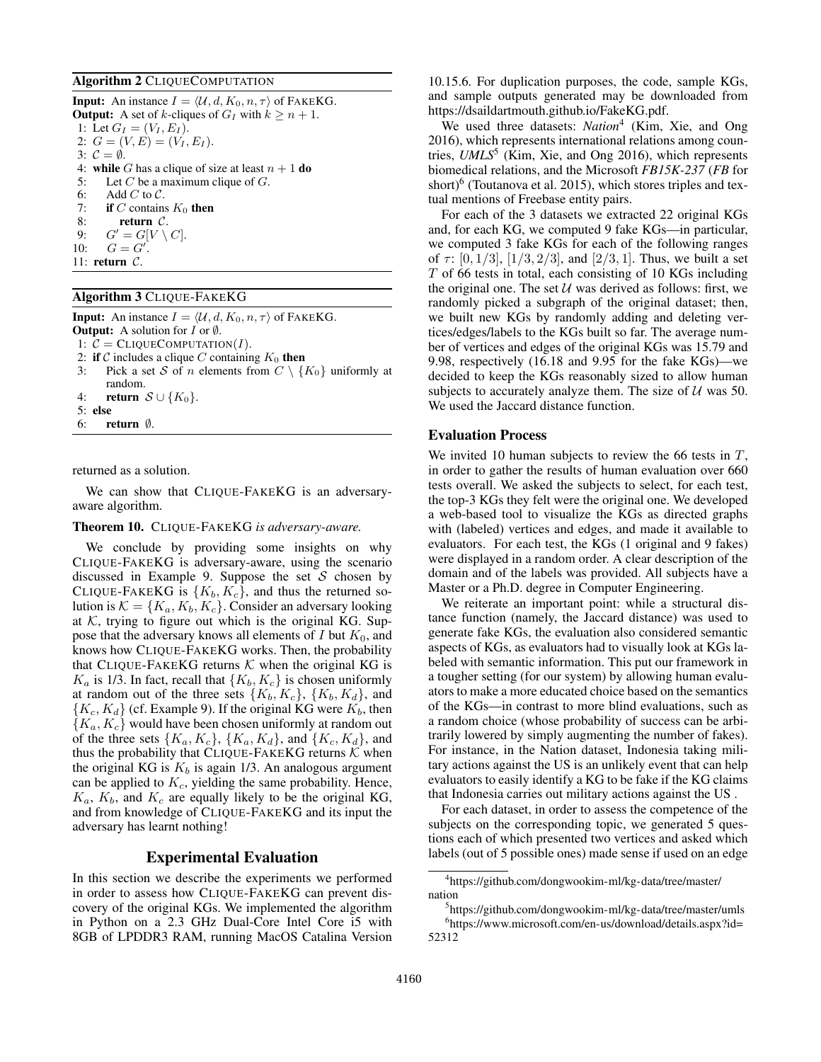**Algorithm 2** CliqueComputation

**Input:** An instance $I = \langle \mathcal{U}, d, K_0, n, \tau \rangle$ of FakeKG.
**Output:** A set of $k$-cliques of $G_I$ with $k \geq n + 1$.

1: Let $G_I = (V_I, E_I)$.
2: $G = (V, E) = (V_I, E_I)$.
3: $\mathcal{C} = \emptyset$.
4: **while** $G$ has a clique of size at least $n + 1$ **do**
5: Let $C$ be a maximum clique of $G$.
6: Add $C$ to $\mathcal{C}$.
7: **if** $C$ contains $K_0$ **then**
8: **return** $\mathcal{C}$.
9: $G' = G[V \setminus C]$.
10: $G = G'$.
11: **return** $\mathcal{C}$.

**Algorithm 3** Clique-FakeKG

**Input:** An instance $I = \langle \mathcal{U}, d, K_0, n, \tau \rangle$ of FakeKG.
**Output:** A solution for $I$ or $\emptyset$.

1: $\mathcal{C} = \text{CliqueComputation}(I)$.
2: **if** $\mathcal{C}$ includes a clique $C$ containing $K_0$ **then**
3: Pick a set $\mathcal{S}$ of $n$ elements from $C \setminus \{K_0\}$ uniformly at random.
4: **return** $\mathcal{S} \cup \{K_0\}$.
5: **else**
6: **return** $\emptyset$.

returned as a solution.

We can show that Clique-FakeKG is an adversary-aware algorithm.

**Theorem 10.** Clique-FakeKG *is adversary-aware.*

We conclude by providing some insights on why Clique-FakeKG is adversary-aware, using the scenario discussed in Example 9. Suppose the set $\mathcal{S}$ chosen by Clique-FakeKG is $\{K_b, K_c\}$, and thus the returned solution is $\mathcal{K} = \{K_a, K_b, K_c\}$. Consider an adversary looking at $\mathcal{K}$, trying to figure out which is the original KG. Suppose that the adversary knows all elements of $I$ but $K_0$, and knows how Clique-FakeKG works. Then, the probability that Clique-FakeKG returns $\mathcal{K}$ when the original KG is $K_a$ is 1/3. In fact, recall that $\{K_b, K_c\}$ is chosen uniformly at random out of the three sets $\{K_b, K_c\}$, $\{K_b, K_d\}$, and $\{K_c, K_d\}$ (cf. Example 9). If the original KG were $K_b$, then $\{K_a, K_c\}$ would have been chosen uniformly at random out of the three sets $\{K_a, K_c\}$, $\{K_a, K_d\}$, and $\{K_c, K_d\}$, and thus the probability that Clique-FakeKG returns $\mathcal{K}$ when the original KG is $K_b$ is again 1/3. An analogous argument can be applied to $K_c$, yielding the same probability. Hence, $K_a$, $K_b$, and $K_c$ are equally likely to be the original KG, and from knowledge of Clique-FakeKG and its input the adversary has learnt nothing!

## Experimental Evaluation

In this section we describe the experiments we performed in order to assess how Clique-FakeKG can prevent discovery of the original KGs. We implemented the algorithm in Python on a 2.3 GHz Dual-Core Intel Core i5 with 8GB of LPDDR3 RAM, running MacOS Catalina Version 10.15.6. For duplication purposes, the code, sample KGs, and sample outputs generated may be downloaded from https://dsaildartmouth.github.io/FakeKG.pdf.

We used three datasets: *Nation*[4] (Kim, Xie, and Ong 2016), which represents international relations among countries, *UMLS*[5] (Kim, Xie, and Ong 2016), which represents biomedical relations, and the Microsoft *FB15K-237* (*FB* for short)[6] (Toutanova et al. 2015), which stores triples and textual mentions of Freebase entity pairs.

For each of the 3 datasets we extracted 22 original KGs and, for each KG, we computed 9 fake KGs—in particular, we computed 3 fake KGs for each of the following ranges of $\tau$: $[0, 1/3]$, $[1/3, 2/3]$, and $[2/3, 1]$. Thus, we built a set $T$ of 66 tests in total, each consisting of 10 KGs including the original one. The set $\mathcal{U}$ was derived as follows: first, we randomly picked a subgraph of the original dataset; then, we built new KGs by randomly adding and deleting vertices/edges/labels to the KGs built so far. The average number of vertices and edges of the original KGs was 15.79 and 9.98, respectively (16.18 and 9.95 for the fake KGs)—we decided to keep the KGs reasonably sized to allow human subjects to accurately analyze them. The size of $\mathcal{U}$ was 50. We used the Jaccard distance function.

### Evaluation Process

We invited 10 human subjects to review the 66 tests in $T$, in order to gather the results of human evaluation over 660 tests overall. We asked the subjects to select, for each test, the top-3 KGs they felt were the original one. We developed a web-based tool to visualize the KGs as directed graphs with (labeled) vertices and edges, and made it available to evaluators. For each test, the KGs (1 original and 9 fakes) were displayed in a random order. A clear description of the domain and of the labels was provided. All subjects have a Master or a Ph.D. degree in Computer Engineering.

We reiterate an important point: while a structural distance function (namely, the Jaccard distance) was used to generate fake KGs, the evaluation also considered semantic aspects of KGs, as evaluators had to visually look at KGs labeled with semantic information. This put our framework in a tougher setting (for our system) by allowing human evaluators to make a more educated choice based on the semantics of the KGs—in contrast to more blind evaluations, such as a random choice (whose probability of success can be arbitrarily lowered by simply augmenting the number of fakes). For instance, in the Nation dataset, Indonesia taking military actions against the US is an unlikely event that can help evaluators to easily identify a KG to be fake if the KG claims that Indonesia carries out military actions against the US .

For each dataset, in order to assess the competence of the subjects on the corresponding topic, we generated 5 questions each of which presented two vertices and asked which labels (out of 5 possible ones) made sense if used on an edge

[4] https://github.com/dongwookim-ml/kg-data/tree/master/nation

[5] https://github.com/dongwookim-ml/kg-data/tree/master/umls

[6] https://www.microsoft.com/en-us/download/details.aspx?id=52312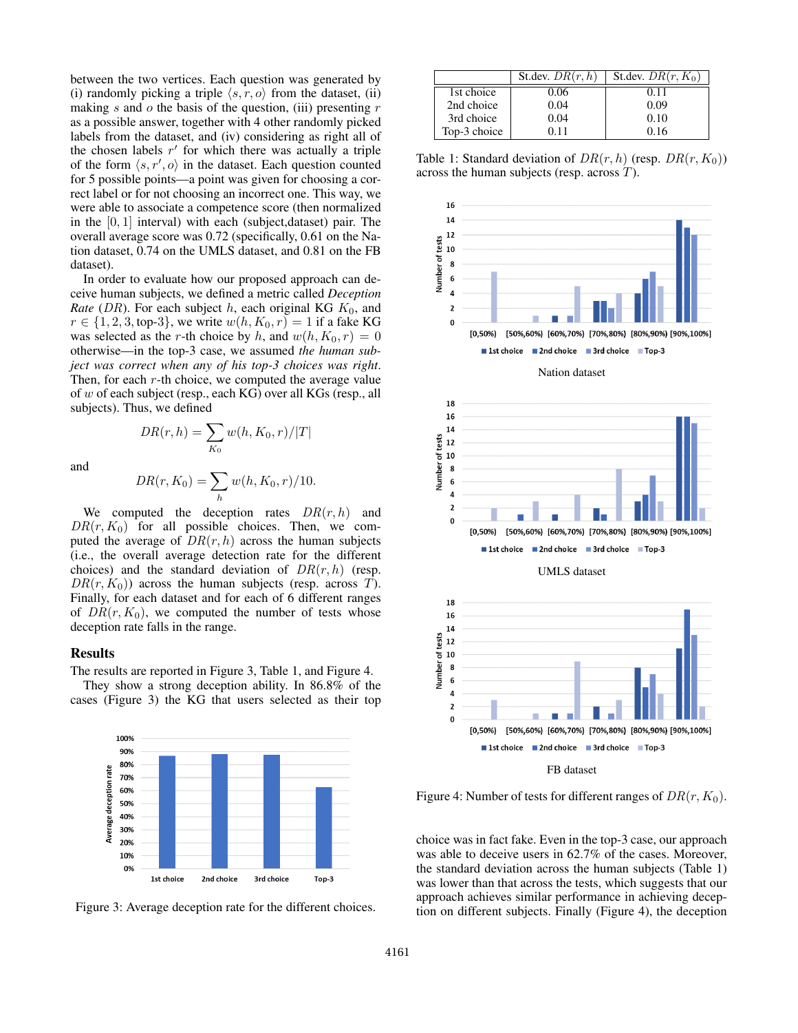between the two vertices. Each question was generated by (i) randomly picking a triple $\langle s, r, o \rangle$ from the dataset, (ii) making $s$ and $o$ the basis of the question, (iii) presenting $r$ as a possible answer, together with 4 other randomly picked labels from the dataset, and (iv) considering as right all of the chosen labels $r'$ for which there was actually a triple of the form $\langle s, r', o \rangle$ in the dataset. Each question counted for 5 possible points—a point was given for choosing a correct label or for not choosing an incorrect one. This way, we were able to associate a competence score (then normalized in the $[0, 1]$ interval) with each (subject,dataset) pair. The overall average score was 0.72 (specifically, 0.61 on the Nation dataset, 0.74 on the UMLS dataset, and 0.81 on the FB dataset).

In order to evaluate how our proposed approach can deceive human subjects, we defined a metric called *Deception Rate* ($DR$). For each subject $h$, each original KG $K_0$, and $r \in \{1, 2, 3, \text{top-3}\}$, we write $w(h, K_0, r) = 1$ if a fake KG was selected as the $r$-th choice by $h$, and $w(h, K_0, r) = 0$ otherwise—in the top-3 case, we assumed *the human subject was correct when any of his top-3 choices was right*. Then, for each $r$-th choice, we computed the average value of $w$ of each subject (resp., each KG) over all KGs (resp., all subjects). Thus, we defined

$$DR(r, h) = \sum_{K_0} w(h, K_0, r)/|T|$$

and

$$DR(r, K_0) = \sum_{h} w(h, K_0, r)/10.$$

We computed the deception rates $DR(r, h)$ and $DR(r, K_0)$ for all possible choices. Then, we computed the average of $DR(r, h)$ across the human subjects (i.e., the overall average detection rate for the different choices) and the standard deviation of $DR(r, h)$ (resp. $DR(r, K_0)$) across the human subjects (resp. across $T$). Finally, for each dataset and for each of 6 different ranges of $DR(r, K_0)$, we computed the number of tests whose deception rate falls in the range.

## Results

The results are reported in Figure 3, Table 1, and Figure 4.

They show a strong deception ability. In 86.8% of the cases (Figure 3) the KG that users selected as their top choice was in fact fake. Even in the top-3 case, our approach was able to deceive users in 62.7% of the cases. Moreover, the standard deviation across the human subjects (Table 1) was lower than that across the tests, which suggests that our approach achieves similar performance in achieving deception on different subjects. Finally (Figure 4), the deception

Figure 3: Average deception rate for the different choices.

| | St.dev. $DR(r, h)$ | St.dev. $DR(r, K_0)$ |
|---|---|---|
| 1st choice | 0.06 | 0.11 |
| 2nd choice | 0.04 | 0.09 |
| 3rd choice | 0.04 | 0.10 |
| Top-3 choice | 0.11 | 0.16 |

Table 1: Standard deviation of $DR(r, h)$ (resp. $DR(r, K_0)$) across the human subjects (resp. across $T$).

Nation dataset

UMLS dataset

FB dataset

Figure 4: Number of tests for different ranges of $DR(r, K_0)$.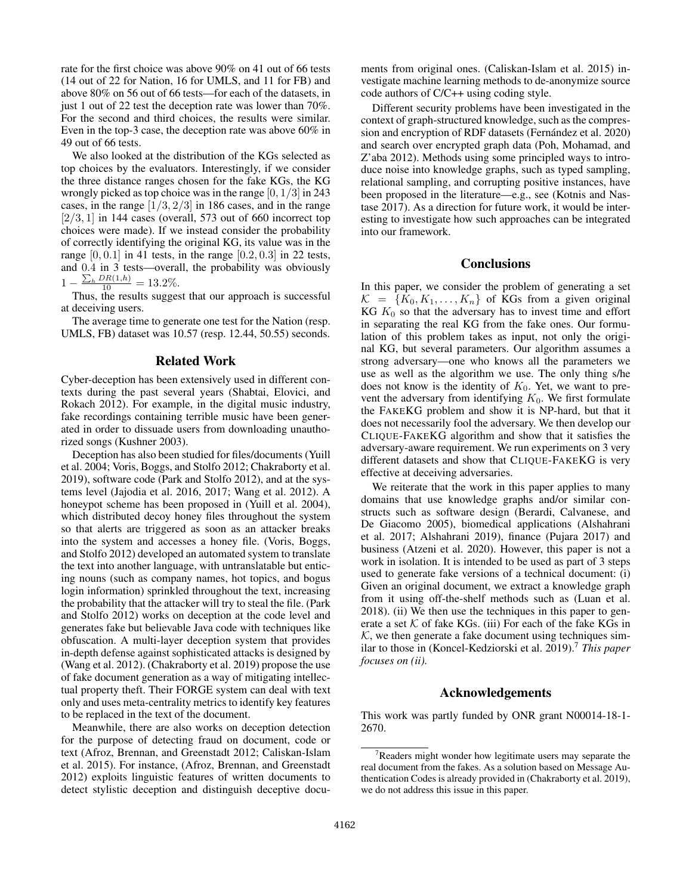rate for the first choice was above 90% on 41 out of 66 tests (14 out of 22 for Nation, 16 for UMLS, and 11 for FB) and above 80% on 56 out of 66 tests—for each of the datasets, in just 1 out of 22 test the deception rate was lower than 70%. For the second and third choices, the results were similar. Even in the top-3 case, the deception rate was above 60% in 49 out of 66 tests.

We also looked at the distribution of the KGs selected as top choices by the evaluators. Interestingly, if we consider the three distance ranges chosen for the fake KGs, the KG wrongly picked as top choice was in the range $[0, 1/3]$ in 243 cases, in the range $[1/3, 2/3]$ in 186 cases, and in the range $[2/3, 1]$ in 144 cases (overall, 573 out of 660 incorrect top choices were made). If we instead consider the probability of correctly identifying the original KG, its value was in the range $[0, 0.1]$ in 41 tests, in the range $[0.2, 0.3]$ in 22 tests, and $0.4$ in 3 tests—overall, the probability was obviously $1 - \frac{\sum_h DR(1,h)}{10} = 13.2\%$.

Thus, the results suggest that our approach is successful at deceiving users.

The average time to generate one test for the Nation (resp. UMLS, FB) dataset was 10.57 (resp. 12.44, 50.55) seconds.

## Related Work

Cyber-deception has been extensively used in different contexts during the past several years (Shabtai, Elovici, and Rokach 2012). For example, in the digital music industry, fake recordings containing terrible music have been generated in order to dissuade users from downloading unauthorized songs (Kushner 2003).

Deception has also been studied for files/documents (Yuill et al. 2004; Voris, Boggs, and Stolfo 2012; Chakraborty et al. 2019), software code (Park and Stolfo 2012), and at the systems level (Jajodia et al. 2016, 2017; Wang et al. 2012). A honeypot scheme has been proposed in (Yuill et al. 2004), which distributed decoy honey files throughout the system so that alerts are triggered as soon as an attacker breaks into the system and accesses a honey file. (Voris, Boggs, and Stolfo 2012) developed an automated system to translate the text into another language, with untranslatable but enticing nouns (such as company names, hot topics, and bogus login information) sprinkled throughout the text, increasing the probability that the attacker will try to steal the file. (Park and Stolfo 2012) works on deception at the code level and generates fake but believable Java code with techniques like obfuscation. A multi-layer deception system that provides in-depth defense against sophisticated attacks is designed by (Wang et al. 2012). (Chakraborty et al. 2019) propose the use of fake document generation as a way of mitigating intellectual property theft. Their FORGE system can deal with text only and uses meta-centrality metrics to identify key features to be replaced in the text of the document.

Meanwhile, there are also works on deception detection for the purpose of detecting fraud on document, code or text (Afroz, Brennan, and Greenstadt 2012; Caliskan-Islam et al. 2015). For instance, (Afroz, Brennan, and Greenstadt 2012) exploits linguistic features of written documents to detect stylistic deception and distinguish deceptive documents from original ones. (Caliskan-Islam et al. 2015) investigate machine learning methods to de-anonymize source code authors of C/C++ using coding style.

Different security problems have been investigated in the context of graph-structured knowledge, such as the compression and encryption of RDF datasets (Fernández et al. 2020) and search over encrypted graph data (Poh, Mohamad, and Z'aba 2012). Methods using some principled ways to introduce noise into knowledge graphs, such as typed sampling, relational sampling, and corrupting positive instances, have been proposed in the literature—e.g., see (Kotnis and Nastase 2017). As a direction for future work, it would be interesting to investigate how such approaches can be integrated into our framework.

## Conclusions

In this paper, we consider the problem of generating a set $\mathcal{K} = \{K_0, K_1, \ldots, K_n\}$ of KGs from a given original KG $K_0$ so that the adversary has to invest time and effort in separating the real KG from the fake ones. Our formulation of this problem takes as input, not only the original KG, but several parameters. Our algorithm assumes a strong adversary—one who knows all the parameters we use as well as the algorithm we use. The only thing s/he does not know is the identity of $K_0$. Yet, we want to prevent the adversary from identifying $K_0$. We first formulate the FAKEKG problem and show it is NP-hard, but that it does not necessarily fool the adversary. We then develop our CLIQUE-FAKEKG algorithm and show that it satisfies the adversary-aware requirement. We run experiments on 3 very different datasets and show that CLIQUE-FAKEKG is very effective at deceiving adversaries.

We reiterate that the work in this paper applies to many domains that use knowledge graphs and/or similar constructs such as software design (Berardi, Calvanese, and De Giacomo 2005), biomedical applications (Alshahrani et al. 2017; Alshahrani 2019), finance (Pujara 2017) and business (Atzeni et al. 2020). However, this paper is not a work in isolation. It is intended to be used as part of 3 steps used to generate fake versions of a technical document: (i) Given an original document, we extract a knowledge graph from it using off-the-shelf methods such as (Luan et al. 2018). (ii) We then use the techniques in this paper to generate a set $\mathcal{K}$ of fake KGs. (iii) For each of the fake KGs in $\mathcal{K}$, we then generate a fake document using techniques similar to those in (Koncel-Kedziorski et al. 2019).[7] *This paper focuses on (ii).*

## Acknowledgements

This work was partly funded by ONR grant N00014-18-1-2670.

[7] Readers might wonder how legitimate users may separate the real document from the fakes. As a solution based on Message Authentication Codes is already provided in (Chakraborty et al. 2019), we do not address this issue in this paper.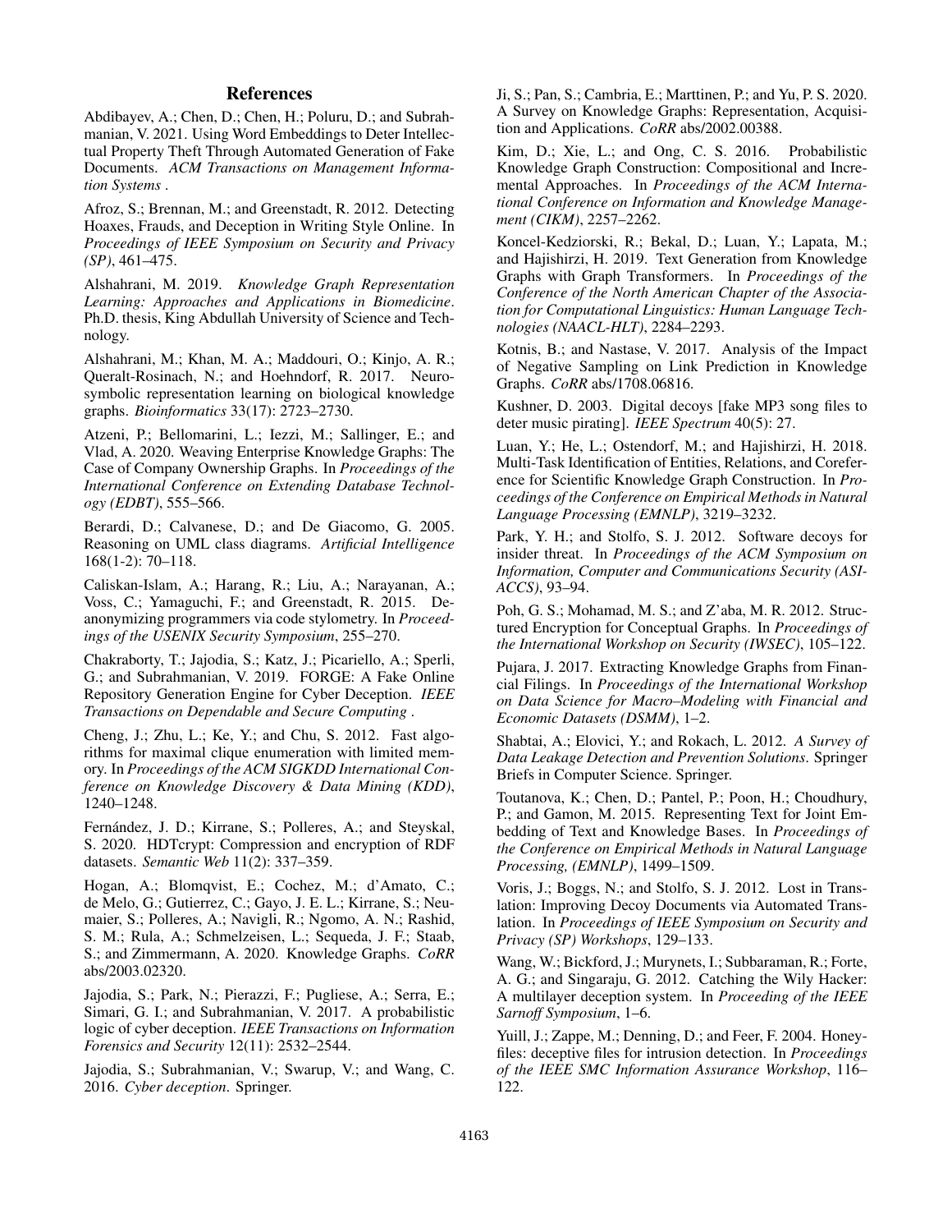## References

Abdibayev, A.; Chen, D.; Chen, H.; Poluru, D.; and Subrahmanian, V. 2021. Using Word Embeddings to Deter Intellectual Property Theft Through Automated Generation of Fake Documents. *ACM Transactions on Management Information Systems* .

Afroz, S.; Brennan, M.; and Greenstadt, R. 2012. Detecting Hoaxes, Frauds, and Deception in Writing Style Online. In *Proceedings of IEEE Symposium on Security and Privacy (SP)*, 461–475.

Alshahrani, M. 2019. *Knowledge Graph Representation Learning: Approaches and Applications in Biomedicine*. Ph.D. thesis, King Abdullah University of Science and Technology.

Alshahrani, M.; Khan, M. A.; Maddouri, O.; Kinjo, A. R.; Queralt-Rosinach, N.; and Hoehndorf, R. 2017. Neuro-symbolic representation learning on biological knowledge graphs. *Bioinformatics* 33(17): 2723–2730.

Atzeni, P.; Bellomarini, L.; Iezzi, M.; Sallinger, E.; and Vlad, A. 2020. Weaving Enterprise Knowledge Graphs: The Case of Company Ownership Graphs. In *Proceedings of the International Conference on Extending Database Technology (EDBT)*, 555–566.

Berardi, D.; Calvanese, D.; and De Giacomo, G. 2005. Reasoning on UML class diagrams. *Artificial Intelligence* 168(1-2): 70–118.

Caliskan-Islam, A.; Harang, R.; Liu, A.; Narayanan, A.; Voss, C.; Yamaguchi, F.; and Greenstadt, R. 2015. De-anonymizing programmers via code stylometry. In *Proceedings of the USENIX Security Symposium*, 255–270.

Chakraborty, T.; Jajodia, S.; Katz, J.; Picariello, A.; Sperli, G.; and Subrahmanian, V. 2019. FORGE: A Fake Online Repository Generation Engine for Cyber Deception. *IEEE Transactions on Dependable and Secure Computing* .

Cheng, J.; Zhu, L.; Ke, Y.; and Chu, S. 2012. Fast algorithms for maximal clique enumeration with limited memory. In *Proceedings of the ACM SIGKDD International Conference on Knowledge Discovery & Data Mining (KDD)*, 1240–1248.

Fernández, J. D.; Kirrane, S.; Polleres, A.; and Steyskal, S. 2020. HDTcrypt: Compression and encryption of RDF datasets. *Semantic Web* 11(2): 337–359.

Hogan, A.; Blomqvist, E.; Cochez, M.; d'Amato, C.; de Melo, G.; Gutierrez, C.; Gayo, J. E. L.; Kirrane, S.; Neumaier, S.; Polleres, A.; Navigli, R.; Ngomo, A. N.; Rashid, S. M.; Rula, A.; Schmelzeisen, L.; Sequeda, J. F.; Staab, S.; and Zimmermann, A. 2020. Knowledge Graphs. *CoRR* abs/2003.02320.

Jajodia, S.; Park, N.; Pierazzi, F.; Pugliese, A.; Serra, E.; Simari, G. I.; and Subrahmanian, V. 2017. A probabilistic logic of cyber deception. *IEEE Transactions on Information Forensics and Security* 12(11): 2532–2544.

Jajodia, S.; Subrahmanian, V.; Swarup, V.; and Wang, C. 2016. *Cyber deception*. Springer.

Ji, S.; Pan, S.; Cambria, E.; Marttinen, P.; and Yu, P. S. 2020. A Survey on Knowledge Graphs: Representation, Acquisition and Applications. *CoRR* abs/2002.00388.

Kim, D.; Xie, L.; and Ong, C. S. 2016. Probabilistic Knowledge Graph Construction: Compositional and Incremental Approaches. In *Proceedings of the ACM International Conference on Information and Knowledge Management (CIKM)*, 2257–2262.

Koncel-Kedziorski, R.; Bekal, D.; Luan, Y.; Lapata, M.; and Hajishirzi, H. 2019. Text Generation from Knowledge Graphs with Graph Transformers. In *Proceedings of the Conference of the North American Chapter of the Association for Computational Linguistics: Human Language Technologies (NAACL-HLT)*, 2284–2293.

Kotnis, B.; and Nastase, V. 2017. Analysis of the Impact of Negative Sampling on Link Prediction in Knowledge Graphs. *CoRR* abs/1708.06816.

Kushner, D. 2003. Digital decoys [fake MP3 song files to deter music pirating]. *IEEE Spectrum* 40(5): 27.

Luan, Y.; He, L.; Ostendorf, M.; and Hajishirzi, H. 2018. Multi-Task Identification of Entities, Relations, and Coreference for Scientific Knowledge Graph Construction. In *Proceedings of the Conference on Empirical Methods in Natural Language Processing (EMNLP)*, 3219–3232.

Park, Y. H.; and Stolfo, S. J. 2012. Software decoys for insider threat. In *Proceedings of the ACM Symposium on Information, Computer and Communications Security (ASIACCS)*, 93–94.

Poh, G. S.; Mohamad, M. S.; and Z'aba, M. R. 2012. Structured Encryption for Conceptual Graphs. In *Proceedings of the International Workshop on Security (IWSEC)*, 105–122.

Pujara, J. 2017. Extracting Knowledge Graphs from Financial Filings. In *Proceedings of the International Workshop on Data Science for Macro–Modeling with Financial and Economic Datasets (DSMM)*, 1–2.

Shabtai, A.; Elovici, Y.; and Rokach, L. 2012. *A Survey of Data Leakage Detection and Prevention Solutions*. Springer Briefs in Computer Science. Springer.

Toutanova, K.; Chen, D.; Pantel, P.; Poon, H.; Choudhury, P.; and Gamon, M. 2015. Representing Text for Joint Embedding of Text and Knowledge Bases. In *Proceedings of the Conference on Empirical Methods in Natural Language Processing, (EMNLP)*, 1499–1509.

Voris, J.; Boggs, N.; and Stolfo, S. J. 2012. Lost in Translation: Improving Decoy Documents via Automated Translation. In *Proceedings of IEEE Symposium on Security and Privacy (SP) Workshops*, 129–133.

Wang, W.; Bickford, J.; Murynets, I.; Subbaraman, R.; Forte, A. G.; and Singaraju, G. 2012. Catching the Wily Hacker: A multilayer deception system. In *Proceeding of the IEEE Sarnoff Symposium*, 1–6.

Yuill, J.; Zappe, M.; Denning, D.; and Feer, F. 2004. Honeyfiles: deceptive files for intrusion detection. In *Proceedings of the IEEE SMC Information Assurance Workshop*, 116–122.